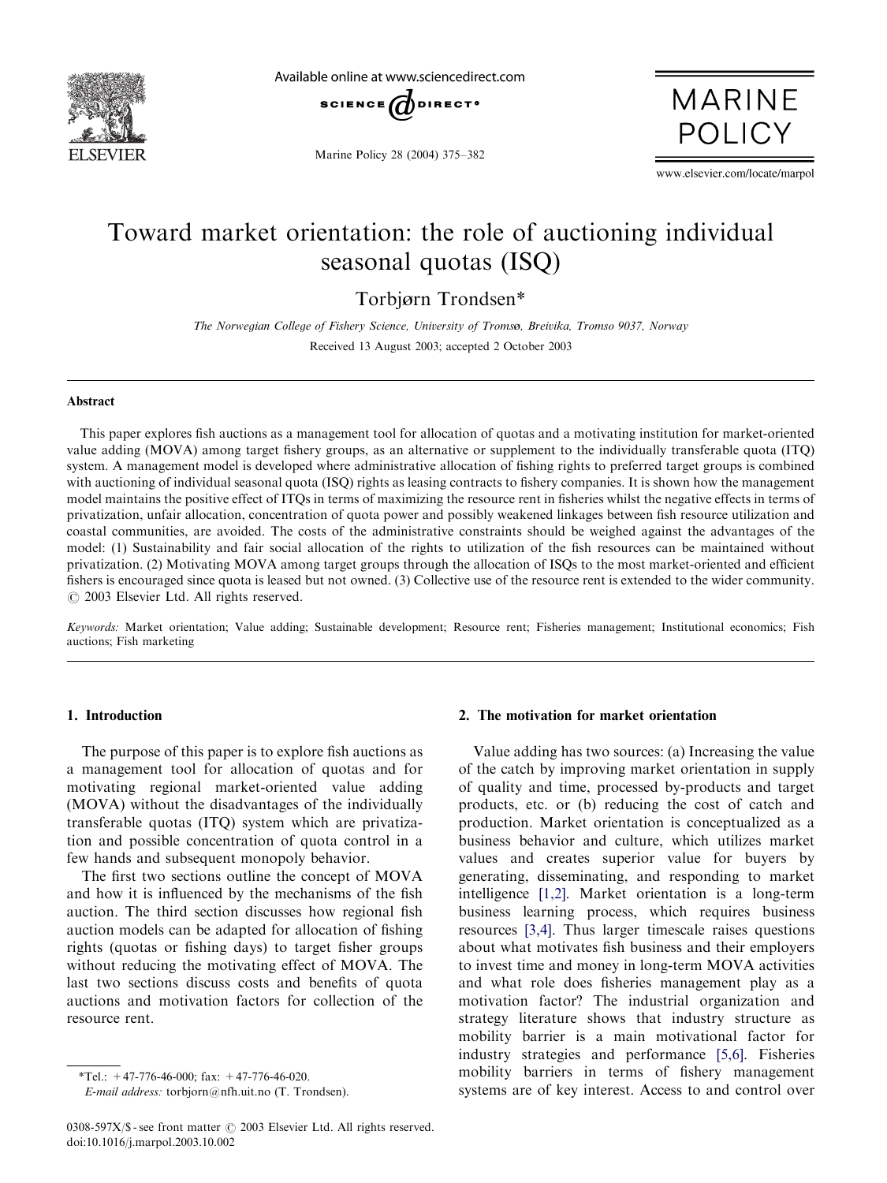# Toward market orientation: the role of auctioning individual seasonal quotas (ISQ)

Torbjørn Trondsen*

*The Norwegian College of Fishery Science, University of Tromsø, Breivika, Tromso 9037, Norway*

Received 13 August 2003; accepted 2 October 2003

## Abstract

This paper explores fish auctions as a management tool for allocation of quotas and a motivating institution for market-oriented value adding (MOVA) among target fishery groups, as an alternative or supplement to the individually transferable quota (ITQ) system. A management model is developed where administrative allocation of fishing rights to preferred target groups is combined with auctioning of individual seasonal quota (ISQ) rights as leasing contracts to fishery companies. It is shown how the management model maintains the positive effect of ITQs in terms of maximizing the resource rent in fisheries whilst the negative effects in terms of privatization, unfair allocation, concentration of quota power and possibly weakened linkages between fish resource utilization and coastal communities, are avoided. The costs of the administrative constraints should be weighed against the advantages of the model: (1) Sustainability and fair social allocation of the rights to utilization of the fish resources can be maintained without privatization. (2) Motivating MOVA among target groups through the allocation of ISQs to the most market-oriented and efficient fishers is encouraged since quota is leased but not owned. (3) Collective use of the resource rent is extended to the wider community.
© 2003 Elsevier Ltd. All rights reserved.

*Keywords:* Market orientation; Value adding; Sustainable development; Resource rent; Fisheries management; Institutional economics; Fish auctions; Fish marketing

## 1. Introduction

The purpose of this paper is to explore fish auctions as a management tool for allocation of quotas and for motivating regional market-oriented value adding (MOVA) without the disadvantages of the individually transferable quotas (ITQ) system which are privatization and possible concentration of quota control in a few hands and subsequent monopoly behavior.

The first two sections outline the concept of MOVA and how it is influenced by the mechanisms of the fish auction. The third section discusses how regional fish auction models can be adapted for allocation of fishing rights (quotas or fishing days) to target fisher groups without reducing the motivating effect of MOVA. The last two sections discuss costs and benefits of quota auctions and motivation factors for collection of the resource rent.

## 2. The motivation for market orientation

Value adding has two sources: (a) Increasing the value of the catch by improving market orientation in supply of quality and time, processed by-products and target products, etc. or (b) reducing the cost of catch and production. Market orientation is conceptualized as a business behavior and culture, which utilizes market values and creates superior value for buyers by generating, disseminating, and responding to market intelligence [1,2]. Market orientation is a long-term business learning process, which requires business resources [3,4]. Thus larger timescale raises questions about what motivates fish business and their employers to invest time and money in long-term MOVA activities and what role does fisheries management play as a motivation factor? The industrial organization and strategy literature shows that industry structure as mobility barrier is a main motivational factor for industry strategies and performance [5,6]. Fisheries mobility barriers in terms of fishery management systems are of key interest. Access to and control over

*Tel.: +47-776-46-000; fax: +47-776-46-020.
*E-mail address:* torbjorn@nfh.uit.no (T. Trondsen).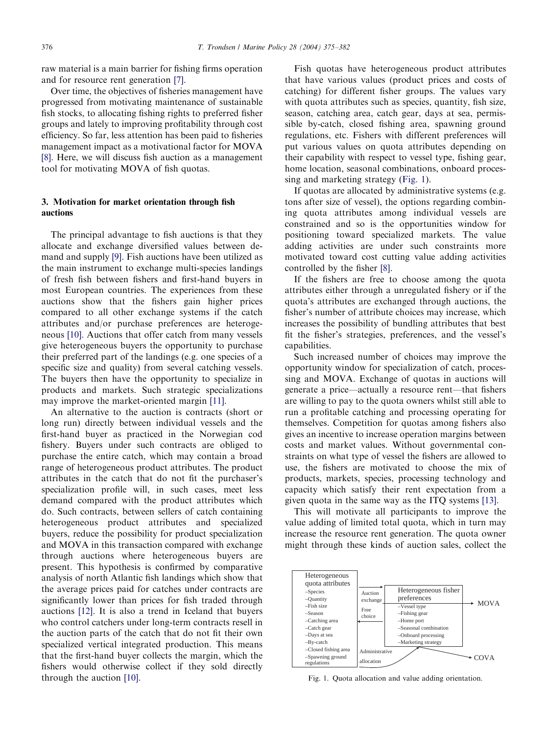raw material is a main barrier for fishing firms operation and for resource rent generation [7].

Over time, the objectives of fisheries management have progressed from motivating maintenance of sustainable fish stocks, to allocating fishing rights to preferred fisher groups and lately to improving profitability through cost efficiency. So far, less attention has been paid to fisheries management impact as a motivational factor for MOVA [8]. Here, we will discuss fish auction as a management tool for motivating MOVA of fish quotas.

## 3. Motivation for market orientation through fish auctions

The principal advantage to fish auctions is that they allocate and exchange diversified values between demand and supply [9]. Fish auctions have been utilized as the main instrument to exchange multi-species landings of fresh fish between fishers and first-hand buyers in most European countries. The experiences from these auctions show that the fishers gain higher prices compared to all other exchange systems if the catch attributes and/or purchase preferences are heterogeneous [10]. Auctions that offer catch from many vessels give heterogeneous buyers the opportunity to purchase their preferred part of the landings (e.g. one species of a specific size and quality) from several catching vessels. The buyers then have the opportunity to specialize in products and markets. Such strategic specializations may improve the market-oriented margin [11].

An alternative to the auction is contracts (short or long run) directly between individual vessels and the first-hand buyer as practiced in the Norwegian cod fishery. Buyers under such contracts are obliged to purchase the entire catch, which may contain a broad range of heterogeneous product attributes. The product attributes in the catch that do not fit the purchaser's specialization profile will, in such cases, meet less demand compared with the product attributes which do. Such contracts, between sellers of catch containing heterogeneous product attributes and specialized buyers, reduce the possibility for product specialization and MOVA in this transaction compared with exchange through auctions where heterogeneous buyers are present. This hypothesis is confirmed by comparative analysis of north Atlantic fish landings which show that the average prices paid for catches under contracts are significantly lower than prices for fish traded through auctions [12]. It is also a trend in Iceland that buyers who control catchers under long-term contracts resell in the auction parts of the catch that do not fit their own specialized vertical integrated production. This means that the first-hand buyer collects the margin, which the fishers would otherwise collect if they sold directly through the auction [10].

Fish quotas have heterogeneous product attributes that have various values (product prices and costs of catching) for different fisher groups. The values vary with quota attributes such as species, quantity, fish size, season, catching area, catch gear, days at sea, permissible by-catch, closed fishing area, spawning ground regulations, etc. Fishers with different preferences will put various values on quota attributes depending on their capability with respect to vessel type, fishing gear, home location, seasonal combinations, onboard processing and marketing strategy (Fig. 1).

If quotas are allocated by administrative systems (e.g. tons after size of vessel), the options regarding combining quota attributes among individual vessels are constrained and so is the opportunities window for positioning toward specialized markets. The value adding activities are under such constraints more motivated toward cost cutting value adding activities controlled by the fisher [8].

If the fishers are free to choose among the quota attributes either through a unregulated fishery or if the quota's attributes are exchanged through auctions, the fisher's number of attribute choices may increase, which increases the possibility of bundling attributes that best fit the fisher's strategies, preferences, and the vessel's capabilities.

Such increased number of choices may improve the opportunity window for specialization of catch, processing and MOVA. Exchange of quotas in auctions will generate a price—actually a resource rent—that fishers are willing to pay to the quota owners whilst still able to run a profitable catching and processing operating for themselves. Competition for quotas among fishers also gives an incentive to increase operation margins between costs and market values. Without governmental constraints on what type of vessel the fishers are allowed to use, the fishers are motivated to choose the mix of products, markets, species, processing technology and capacity which satisfy their rent expectation from a given quota in the same way as the ITQ systems [13].

This will motivate all participants to improve the value adding of limited total quota, which in turn may increase the resource rent generation. The quota owner might through these kinds of auction sales, collect the

Heterogeneous quota attributes
–Species
–Quantity
–Fish size
–Season
–Catching area
–Catch gear
–Days at sea
–By-catch
–Closed fishing area
–Spawning ground regulations

Auction exchange
Free choice
Administrative allocation

Heterogeneous fisher preferences
–Vessel type
–Fishing gear
–Home port
–Seasonal combination
–Onboard processing
–Marketing strategy

MOVA
COVA

Fig. 1. Quota allocation and value adding orientation.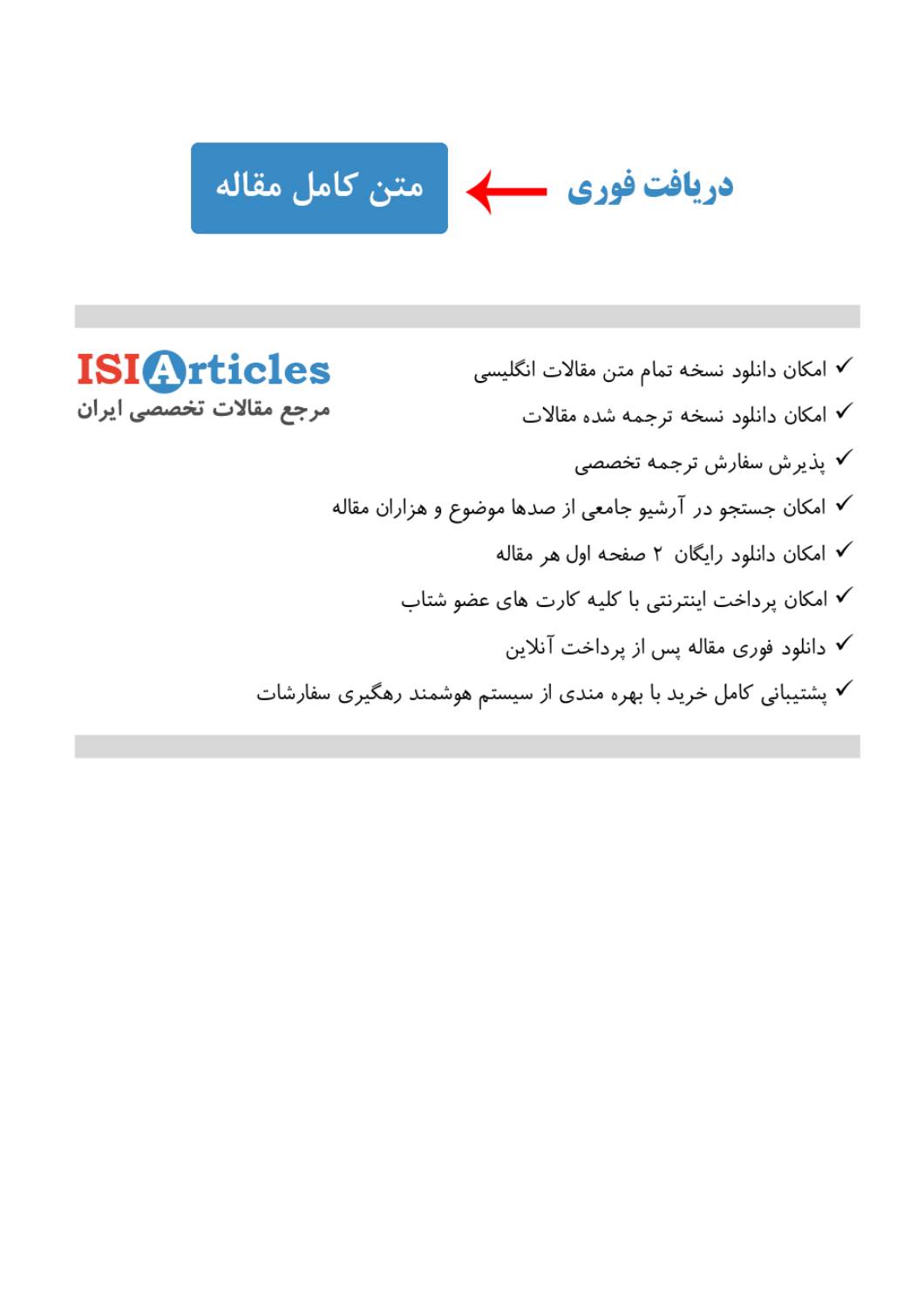دریافت فوری ← متن کامل مقاله

**ISIArticles**
مرجع مقالات تخصصی ایران

- ✓ امکان دانلود نسخه تمام متن مقالات انگلیسی
- ✓ امکان دانلود نسخه ترجمه شده مقالات
- ✓ پذیرش سفارش ترجمه تخصصی
- ✓ امکان جستجو در آرشیو جامعی از صدها موضوع و هزاران مقاله
- ✓ امکان دانلود رایگان ۲ صفحه اول هر مقاله
- ✓ امکان پرداخت اینترنتی با کلیه کارت های عضو شتاب
- ✓ دانلود فوری مقاله پس از پرداخت آنلاین
- ✓ پشتیبانی کامل خرید با بهره مندی از سیستم هوشمند رهگیری سفارشات